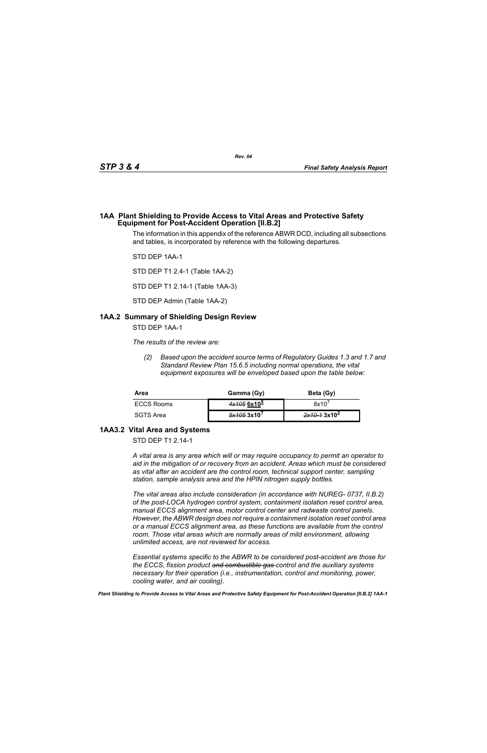## 1AA Plant Shielding to Provide Access to Vital Areas and Protective Safety Equipment for Post-Accident Operation [II.B.2]

The information in this appendix of the reference ABWR DCD, including all subsections and tables, is incorporated by reference with the following departures.

STD DEP 1AA-1

STD DEP T1 2.4-1 (Table 1AA-2)

STD DEP T1 2.14-1 (Table 1AA-3)

STD DEP Admin (Table 1AA-2)

## 1AA.2 Summary of Shielding Design Review

STD DEP 1AA-1

*The results of the review are:*

*(2) Based upon the accident source terms of Regulatory Guides 1.3 and 1.7 and Standard Review Plan 15.6.5 including normal operations, the vital equipment exposures will be enveloped based upon the table below:*

| Area | Gamma (Gy) | Beta (Gy) |
|---|---|---|
| ECCS Rooms | ~~4x105~~ **6x10$^{5}$** | 8x10$^{7}$ |
| SGTS Area | ~~5x105~~ **3x10$^{7}$** | ~~2x10-1~~ **3x10$^{2}$** |

## 1AA3.2 Vital Area and Systems

STD DEP T1 2.14-1

*A vital area is any area which will or may require occupancy to permit an operator to aid in the mitigation of or recovery from an accident. Areas which must be considered as vital after an accident are the control room, technical support center, sampling station, sample analysis area and the HPIN nitrogen supply bottles.*

*The vital areas also include consideration (in accordance with NUREG- 0737, II.B.2) of the post-LOCA hydrogen control system, containment isolation reset control area, manual ECCS alignment area, motor control center and radwaste control panels. However, the ABWR design does not require a containment isolation reset control area or a manual ECCS alignment area, as these functions are available from the control room. Those vital areas which are normally areas of mild environment, allowing unlimited access, are not reviewed for access.*

*Essential systems specific to the ABWR to be considered post-accident are those for the ECCS, fission product ~~and combustible gas~~ control and the auxiliary systems necessary for their operation (i.e., instrumentation, control and monitoring, power, cooling water, and air cooling).*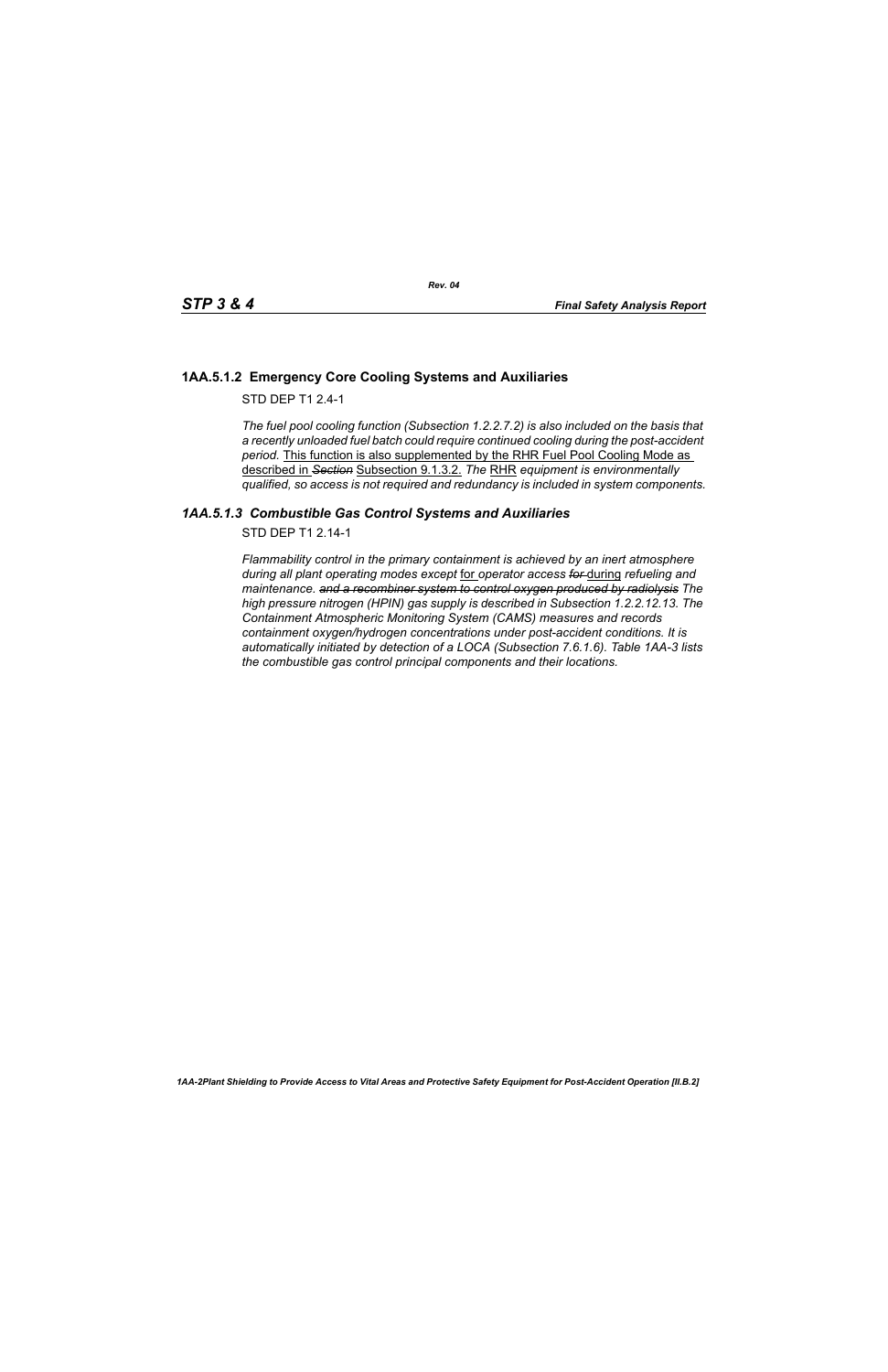### 1AA.5.1.2 Emergency Core Cooling Systems and Auxiliaries

STD DEP T1 2.4-1

*The fuel pool cooling function (Subsection 1.2.2.7.2) is also included on the basis that a recently unloaded fuel batch could require continued cooling during the post-accident period.* This function is also supplemented by the RHR Fuel Pool Cooling Mode as described in ~~*Section*~~ Subsection 9.1.3.2. *The* RHR *equipment is environmentally qualified, so access is not required and redundancy is included in system components.*

### *1AA.5.1.3 Combustible Gas Control Systems and Auxiliaries*

STD DEP T1 2.14-1

*Flammability control in the primary containment is achieved by an inert atmosphere during all plant operating modes except* for *operator access* ~~*for*~~ during *refueling and maintenance.* ~~*and a recombiner system to control oxygen produced by radiolysis*~~ *The high pressure nitrogen (HPIN) gas supply is described in Subsection 1.2.2.12.13. The Containment Atmospheric Monitoring System (CAMS) measures and records containment oxygen/hydrogen concentrations under post-accident conditions. It is automatically initiated by detection of a LOCA (Subsection 7.6.1.6). Table 1AA-3 lists the combustible gas control principal components and their locations.*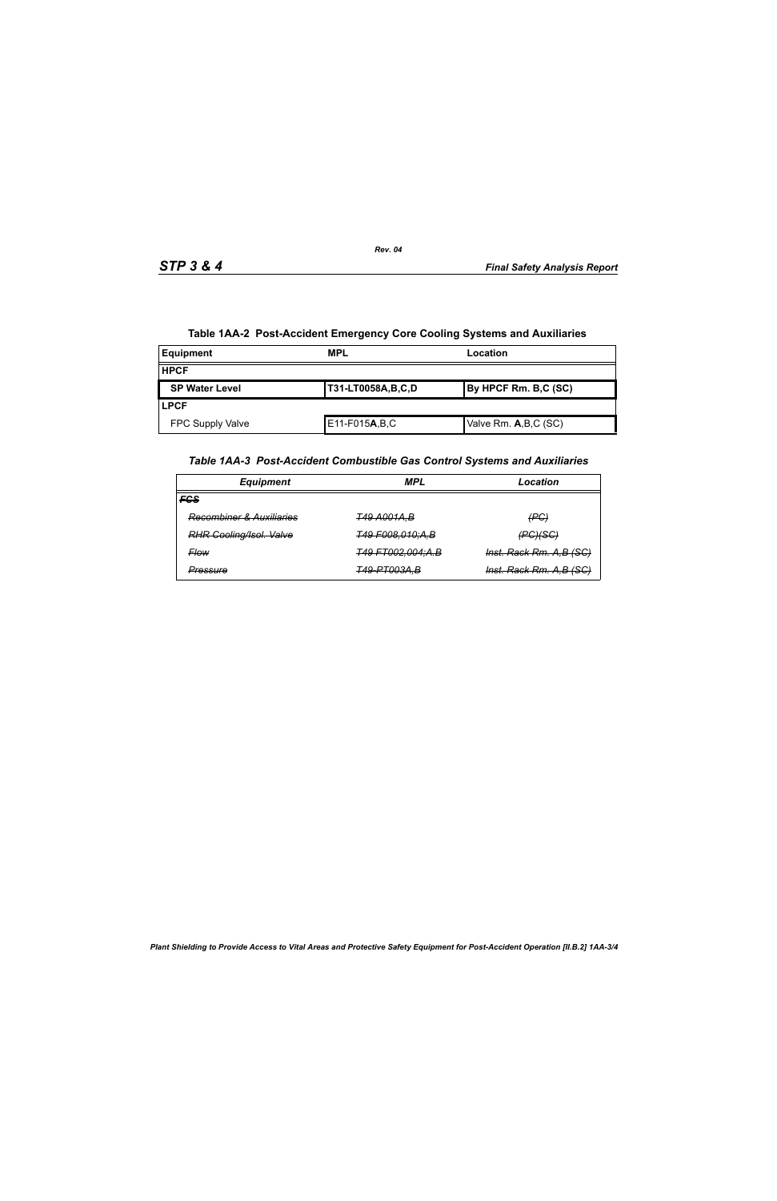**Table 1AA-2 Post-Accident Emergency Core Cooling Systems and Auxiliaries**

| Equipment | MPL | Location |
|---|---|---|
| **HPCF** | | |
| **SP Water Level** | **T31-LT0058A,B,C,D** | **By HPCF Rm. B,C (SC)** |
| **LPCF** | | |
| FPC Supply Valve | E11-F015**A**,B,C | Valve Rm. **A**,B,C (SC) |

***Table 1AA-3 Post-Accident Combustible Gas Control Systems and Auxiliaries***

| *Equipment* | *MPL* | *Location* |
|---|---|---|
| ~~***FCS***~~ | | |
| ~~*Recombiner & Auxiliaries*~~ | ~~*T49 A001A,B*~~ | ~~*(PC)*~~ |
| ~~*RHR Cooling/Isol. Valve*~~ | ~~*T49 F008,010;A,B*~~ | ~~*(PC)(SC)*~~ |
| ~~*Flow*~~ | ~~*T49 FT002,004;A.B*~~ | ~~*Inst. Rack Rm. A,B (SC)*~~ |
| ~~*Pressure*~~ | ~~*T49-PT003A,B*~~ | ~~*Inst. Rack Rm. A,B (SC)*~~ |